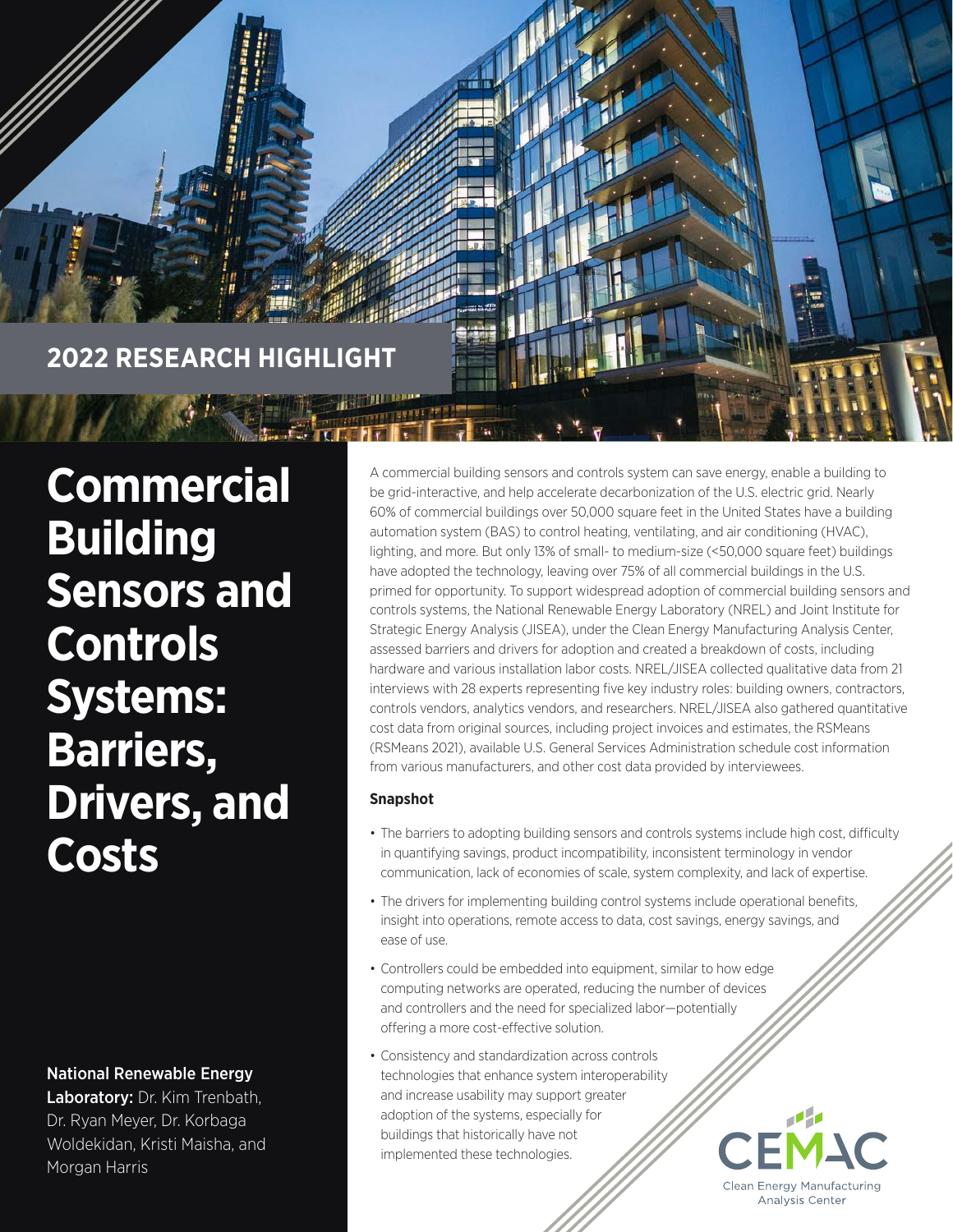2022 RESEARCH HIGHLIGHT

# Commercial Building Sensors and Controls Systems: Barriers, Drivers, and Costs

**National Renewable Energy Laboratory:** Dr. Kim Trenbath, Dr. Ryan Meyer, Dr. Korbaga Woldekidan, Kristi Maisha, and Morgan Harris

A commercial building sensors and controls system can save energy, enable a building to be grid-interactive, and help accelerate decarbonization of the U.S. electric grid. Nearly 60% of commercial buildings over 50,000 square feet in the United States have a building automation system (BAS) to control heating, ventilating, and air conditioning (HVAC), lighting, and more. But only 13% of small- to medium-size (<50,000 square feet) buildings have adopted the technology, leaving over 75% of all commercial buildings in the U.S. primed for opportunity. To support widespread adoption of commercial building sensors and controls systems, the National Renewable Energy Laboratory (NREL) and Joint Institute for Strategic Energy Analysis (JISEA), under the Clean Energy Manufacturing Analysis Center, assessed barriers and drivers for adoption and created a breakdown of costs, including hardware and various installation labor costs. NREL/JISEA collected qualitative data from 21 interviews with 28 experts representing five key industry roles: building owners, contractors, controls vendors, analytics vendors, and researchers. NREL/JISEA also gathered quantitative cost data from original sources, including project invoices and estimates, the RSMeans (RSMeans 2021), available U.S. General Services Administration schedule cost information from various manufacturers, and other cost data provided by interviewees.

**Snapshot**

- The barriers to adopting building sensors and controls systems include high cost, difficulty in quantifying savings, product incompatibility, inconsistent terminology in vendor communication, lack of economies of scale, system complexity, and lack of expertise.
- The drivers for implementing building control systems include operational benefits, insight into operations, remote access to data, cost savings, energy savings, and ease of use.
- Controllers could be embedded into equipment, similar to how edge computing networks are operated, reducing the number of devices and controllers and the need for specialized labor—potentially offering a more cost-effective solution.
- Consistency and standardization across controls technologies that enhance system interoperability and increase usability may support greater adoption of the systems, especially for buildings that historically have not implemented these technologies.

CEMAC
Clean Energy Manufacturing Analysis Center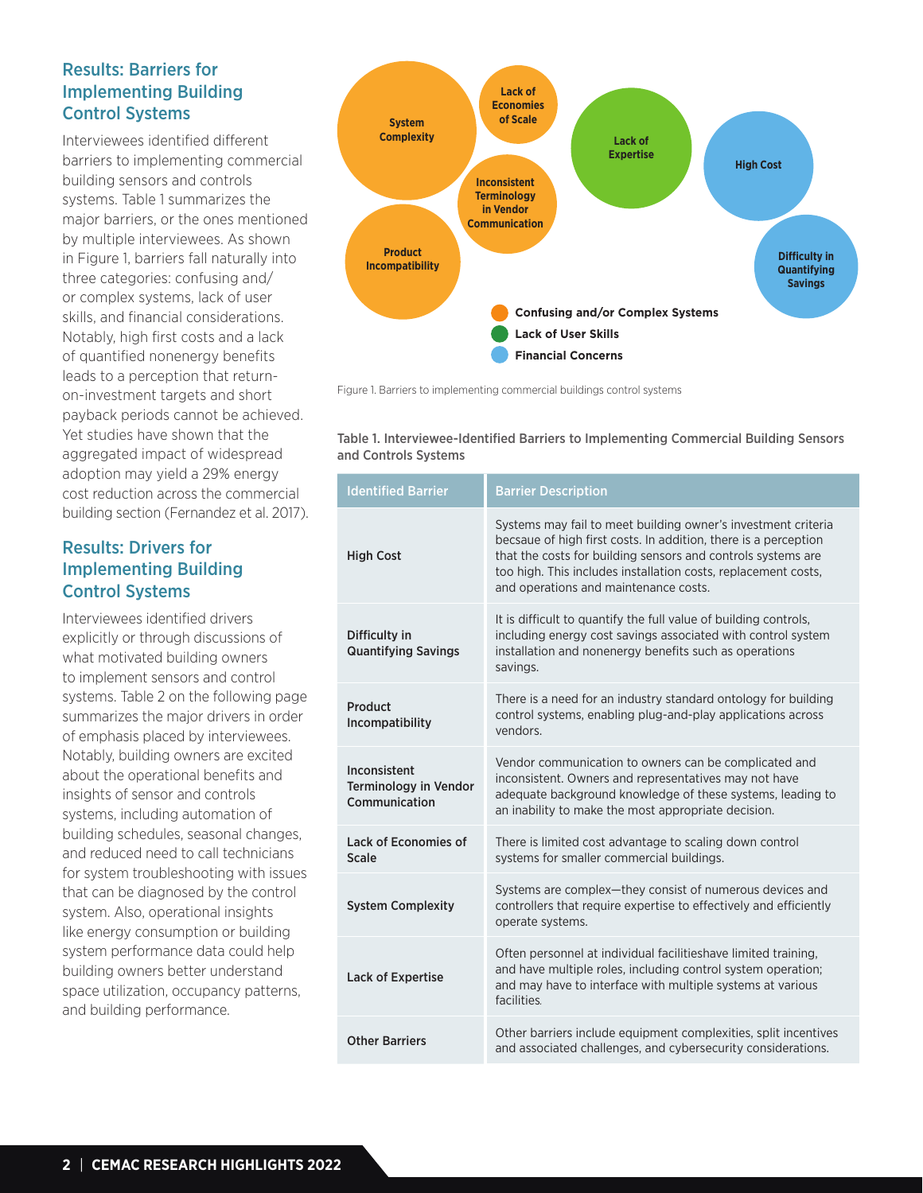## Results: Barriers for Implementing Building Control Systems

Interviewees identified different barriers to implementing commercial building sensors and controls systems. Table 1 summarizes the major barriers, or the ones mentioned by multiple interviewees. As shown in Figure 1, barriers fall naturally into three categories: confusing and/or complex systems, lack of user skills, and financial considerations. Notably, high first costs and a lack of quantified nonenergy benefits leads to a perception that return-on-investment targets and short payback periods cannot be achieved. Yet studies have shown that the aggregated impact of widespread adoption may yield a 29% energy cost reduction across the commercial building section (Fernandez et al. 2017).

## Results: Drivers for Implementing Building Control Systems

Interviewees identified drivers explicitly or through discussions of what motivated building owners to implement sensors and control systems. Table 2 on the following page summarizes the major drivers in order of emphasis placed by interviewees. Notably, building owners are excited about the operational benefits and insights of sensor and controls systems, including automation of building schedules, seasonal changes, and reduced need to call technicians for system troubleshooting with issues that can be diagnosed by the control system. Also, operational insights like energy consumption or building system performance data could help building owners better understand space utilization, occupancy patterns, and building performance.

System Complexity | Lack of Economies of Scale | Inconsistent Terminology in Vendor Communication | Product Incompatibility | Lack of Expertise | High Cost | Difficulty in Quantifying Savings

Confusing and/or Complex Systems | Lack of User Skills | Financial Concerns

Figure 1. Barriers to implementing commercial buildings control systems

**Table 1. Interviewee-Identified Barriers to Implementing Commercial Building Sensors and Controls Systems**

| Identified Barrier | Barrier Description |
|---|---|
| **High Cost** | Systems may fail to meet building owner's investment criteria becsaue of high first costs. In addition, there is a perception that the costs for building sensors and controls systems are too high. This includes installation costs, replacement costs, and operations and maintenance costs. |
| **Difficulty in Quantifying Savings** | It is difficult to quantify the full value of building controls, including energy cost savings associated with control system installation and nonenergy benefits such as operations savings. |
| **Product Incompatibility** | There is a need for an industry standard ontology for building control systems, enabling plug-and-play applications across vendors. |
| **Inconsistent Terminology in Vendor Communication** | Vendor communication to owners can be complicated and inconsistent. Owners and representatives may not have adequate background knowledge of these systems, leading to an inability to make the most appropriate decision. |
| **Lack of Economies of Scale** | There is limited cost advantage to scaling down control systems for smaller commercial buildings. |
| **System Complexity** | Systems are complex—they consist of numerous devices and controllers that require expertise to effectively and efficiently operate systems. |
| **Lack of Expertise** | Often personnel at individual facilitieshave limited training, and have multiple roles, including control system operation; and may have to interface with multiple systems at various facilities. |
| **Other Barriers** | Other barriers include equipment complexities, split incentives and associated challenges, and cybersecurity considerations. |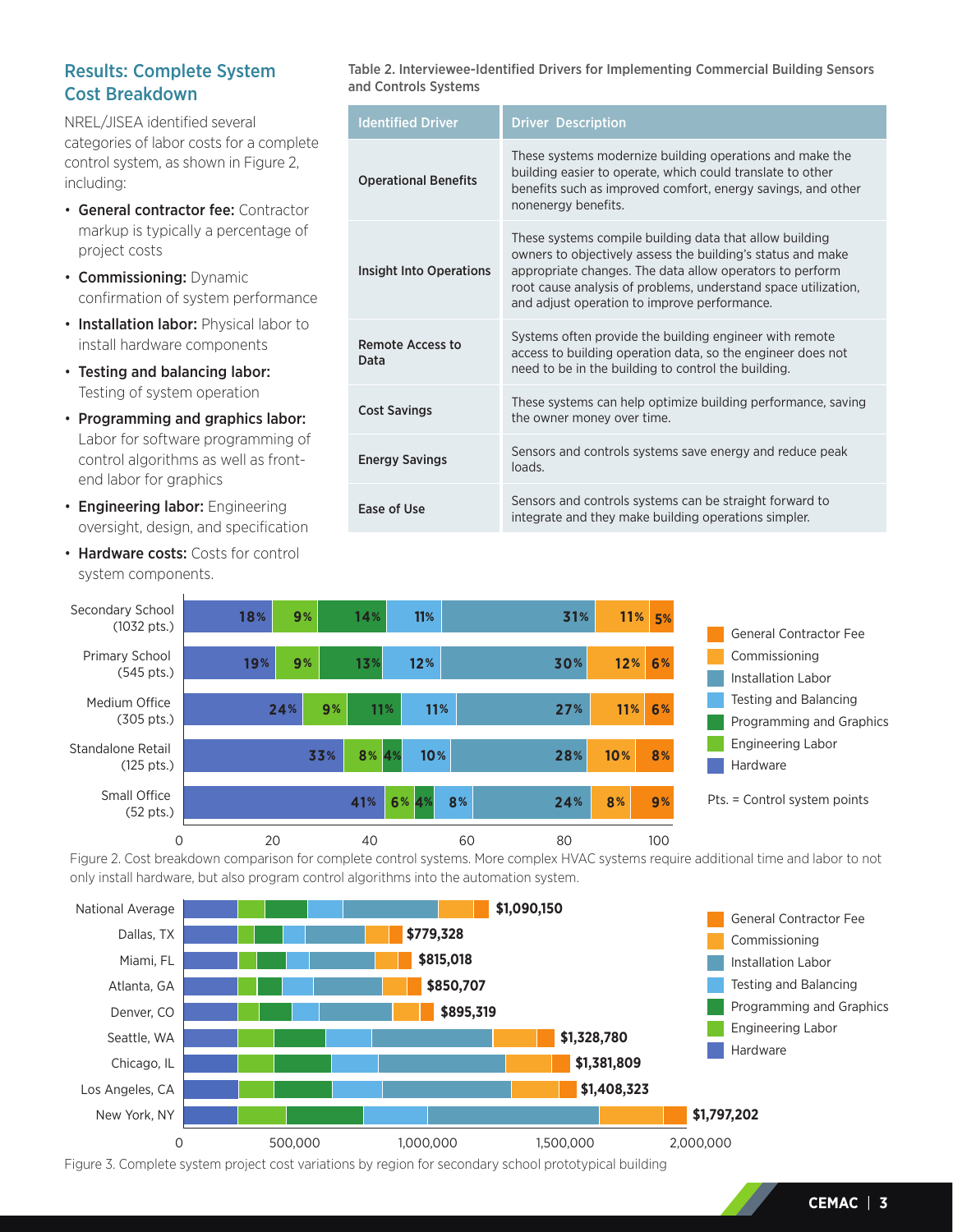## Results: Complete System Cost Breakdown

NREL/JISEA identified several categories of labor costs for a complete control system, as shown in Figure 2, including:

- **General contractor fee:** Contractor markup is typically a percentage of project costs
- **Commissioning:** Dynamic confirmation of system performance
- **Installation labor:** Physical labor to install hardware components
- **Testing and balancing labor:** Testing of system operation
- **Programming and graphics labor:** Labor for software programming of control algorithms as well as front-end labor for graphics
- **Engineering labor:** Engineering oversight, design, and specification
- **Hardware costs:** Costs for control system components.

**Table 2. Interviewee-Identified Drivers for Implementing Commercial Building Sensors and Controls Systems**

| Identified Driver | Driver Description |
|---|---|
| **Operational Benefits** | These systems modernize building operations and make the building easier to operate, which could translate to other benefits such as improved comfort, energy savings, and other nonenergy benefits. |
| **Insight Into Operations** | These systems compile building data that allow building owners to objectively assess the building's status and make appropriate changes. The data allow operators to perform root cause analysis of problems, understand space utilization, and adjust operation to improve performance. |
| **Remote Access to Data** | Systems often provide the building engineer with remote access to building operation data, so the engineer does not need to be in the building to control the building. |
| **Cost Savings** | These systems can help optimize building performance, saving the owner money over time. |
| **Energy Savings** | Sensors and controls systems save energy and reduce peak loads. |
| **Ease of Use** | Sensors and controls systems can be straight forward to integrate and they make building operations simpler. |

| Building | Hardware | Engineering Labor | Programming and Graphics | Testing and Balancing | Installation Labor | Commissioning | General Contractor Fee |
|---|---|---|---|---|---|---|---|
| Secondary School (1032 pts.) | 18% | 9% | 14% | 11% | 31% | 11% | 5% |
| Primary School (545 pts.) | 19% | 9% | 13% | 12% | 30% | 12% | 6% |
| Medium Office (305 pts.) | 24% | 9% | 11% | 11% | 27% | 11% | 6% |
| Standalone Retail (125 pts.) | 33% | 8% | 4% | 10% | 28% | 10% | 8% |
| Small Office (52 pts.) | 41% | 6% | 4% | 8% | 24% | 8% | 9% |

Pts. = Control system points

Figure 2. Cost breakdown comparison for complete control systems. More complex HVAC systems require additional time and labor to not only install hardware, but also program control algorithms into the automation system.

| Region | Total Project Cost |
|---|---|
| National Average | $1,090,150 |
| Dallas, TX | $779,328 |
| Miami, FL | $815,018 |
| Atlanta, GA | $850,707 |
| Denver, CO | $895,319 |
| Seattle, WA | $1,328,780 |
| Chicago, IL | $1,381,809 |
| Los Angeles, CA | $1,408,323 |
| New York, NY | $1,797,202 |

Figure 3. Complete system project cost variations by region for secondary school prototypical building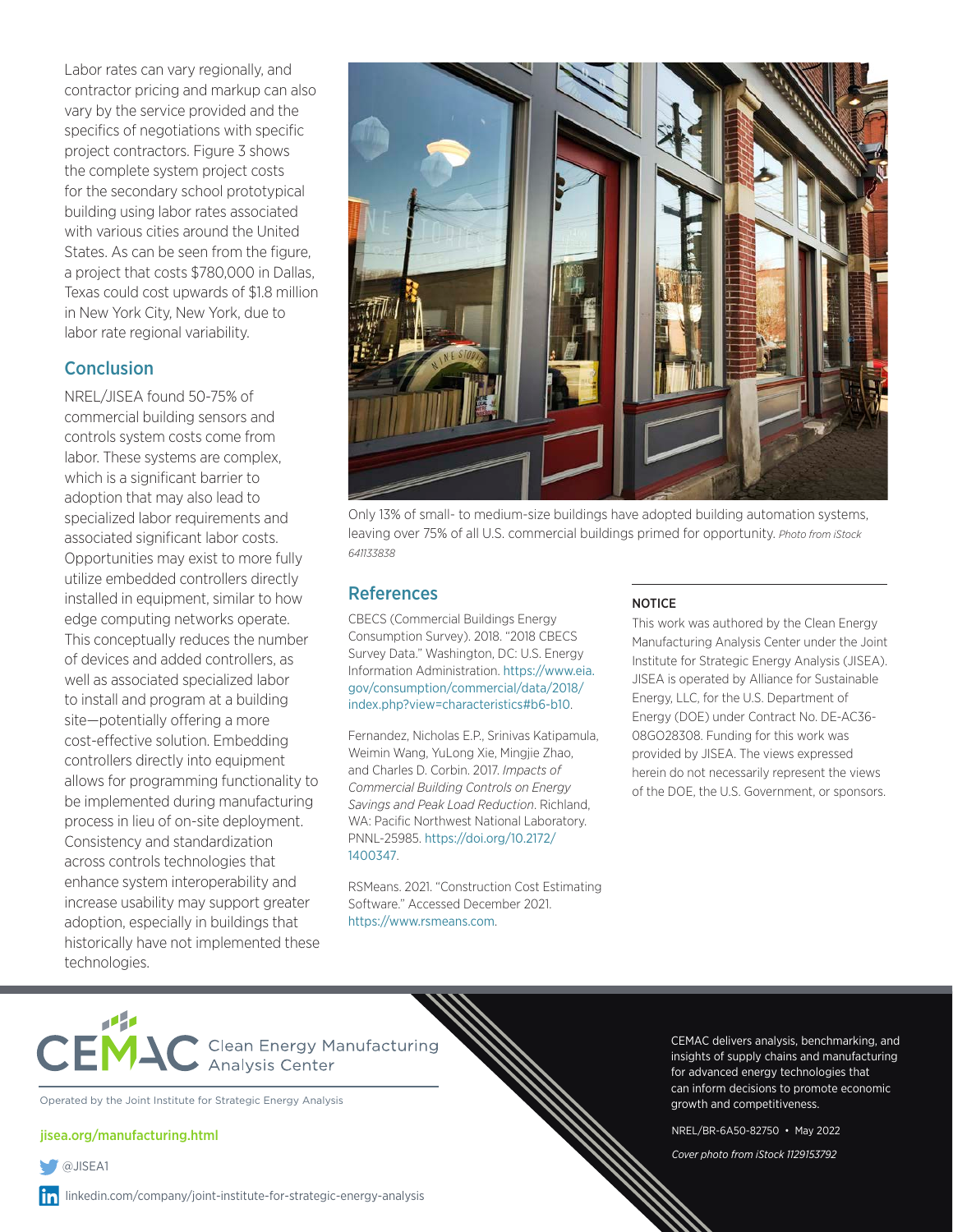Labor rates can vary regionally, and contractor pricing and markup can also vary by the service provided and the specifics of negotiations with specific project contractors. Figure 3 shows the complete system project costs for the secondary school prototypical building using labor rates associated with various cities around the United States. As can be seen from the figure, a project that costs $780,000 in Dallas, Texas could cost upwards of $1.8 million in New York City, New York, due to labor rate regional variability.

## Conclusion

NREL/JISEA found 50-75% of commercial building sensors and controls system costs come from labor. These systems are complex, which is a significant barrier to adoption that may also lead to specialized labor requirements and associated significant labor costs. Opportunities may exist to more fully utilize embedded controllers directly installed in equipment, similar to how edge computing networks operate. This conceptually reduces the number of devices and added controllers, as well as associated specialized labor to install and program at a building site—potentially offering a more cost-effective solution. Embedding controllers directly into equipment allows for programming functionality to be implemented during manufacturing process in lieu of on-site deployment. Consistency and standardization across controls technologies that enhance system interoperability and increase usability may support greater adoption, especially in buildings that historically have not implemented these technologies.

Only 13% of small- to medium-size buildings have adopted building automation systems, leaving over 75% of all U.S. commercial buildings primed for opportunity. *Photo from iStock 641133838*

## References

CBECS (Commercial Buildings Energy Consumption Survey). 2018. "2018 CBECS Survey Data." Washington, DC: U.S. Energy Information Administration. https://www.eia.gov/consumption/commercial/data/2018/index.php?view=characteristics#b6-b10.

Fernandez, Nicholas E.P., Srinivas Katipamula, Weimin Wang, YuLong Xie, Mingjie Zhao, and Charles D. Corbin. 2017. *Impacts of Commercial Building Controls on Energy Savings and Peak Load Reduction*. Richland, WA: Pacific Northwest National Laboratory. PNNL-25985. https://doi.org/10.2172/1400347.

RSMeans. 2021. "Construction Cost Estimating Software." Accessed December 2021. https://www.rsmeans.com.

### NOTICE

This work was authored by the Clean Energy Manufacturing Analysis Center under the Joint Institute for Strategic Energy Analysis (JISEA). JISEA is operated by Alliance for Sustainable Energy, LLC, for the U.S. Department of Energy (DOE) under Contract No. DE-AC36-08GO28308. Funding for this work was provided by JISEA. The views expressed herein do not necessarily represent the views of the DOE, the U.S. Government, or sponsors.

CEMAC Clean Energy Manufacturing Analysis Center

Operated by the Joint Institute for Strategic Energy Analysis

jisea.org/manufacturing.html

@JISEA1

linkedin.com/company/joint-institute-for-strategic-energy-analysis

CEMAC delivers analysis, benchmarking, and insights of supply chains and manufacturing for advanced energy technologies that can inform decisions to promote economic growth and competitiveness.

NREL/BR-6A50-82750 • May 2022

*Cover photo from iStock 1129153792*